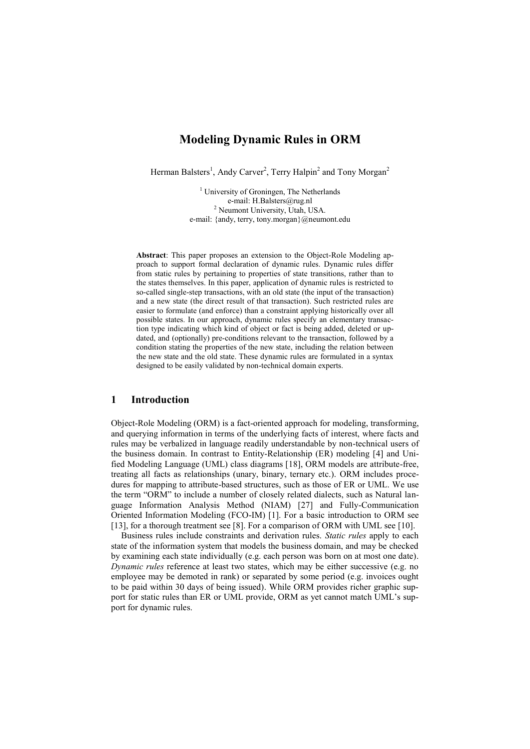# Modeling Dynamic Rules in ORM

Herman Balsters[1], Andy Carver[2], Terry Halpin[2] and Tony Morgan[2]

[1] University of Groningen, The Netherlands
e-mail: H.Balsters@rug.nl
[2] Neumont University, Utah, USA.
e-mail: {andy, terry, tony.morgan}@neumont.edu

**Abstract**: This paper proposes an extension to the Object-Role Modeling approach to support formal declaration of dynamic rules. Dynamic rules differ from static rules by pertaining to properties of state transitions, rather than to the states themselves. In this paper, application of dynamic rules is restricted to so-called single-step transactions, with an old state (the input of the transaction) and a new state (the direct result of that transaction). Such restricted rules are easier to formulate (and enforce) than a constraint applying historically over all possible states. In our approach, dynamic rules specify an elementary transaction type indicating which kind of object or fact is being added, deleted or updated, and (optionally) pre-conditions relevant to the transaction, followed by a condition stating the properties of the new state, including the relation between the new state and the old state. These dynamic rules are formulated in a syntax designed to be easily validated by non-technical domain experts.

## 1 Introduction

Object-Role Modeling (ORM) is a fact-oriented approach for modeling, transforming, and querying information in terms of the underlying facts of interest, where facts and rules may be verbalized in language readily understandable by non-technical users of the business domain. In contrast to Entity-Relationship (ER) modeling [4] and Unified Modeling Language (UML) class diagrams [18], ORM models are attribute-free, treating all facts as relationships (unary, binary, ternary etc.). ORM includes procedures for mapping to attribute-based structures, such as those of ER or UML. We use the term "ORM" to include a number of closely related dialects, such as Natural language Information Analysis Method (NIAM) [27] and Fully-Communication Oriented Information Modeling (FCO-IM) [1]. For a basic introduction to ORM see [13], for a thorough treatment see [8]. For a comparison of ORM with UML see [10].

Business rules include constraints and derivation rules. *Static rules* apply to each state of the information system that models the business domain, and may be checked by examining each state individually (e.g. each person was born on at most one date). *Dynamic rules* reference at least two states, which may be either successive (e.g. no employee may be demoted in rank) or separated by some period (e.g. invoices ought to be paid within 30 days of being issued). While ORM provides richer graphic support for static rules than ER or UML provide, ORM as yet cannot match UML's support for dynamic rules.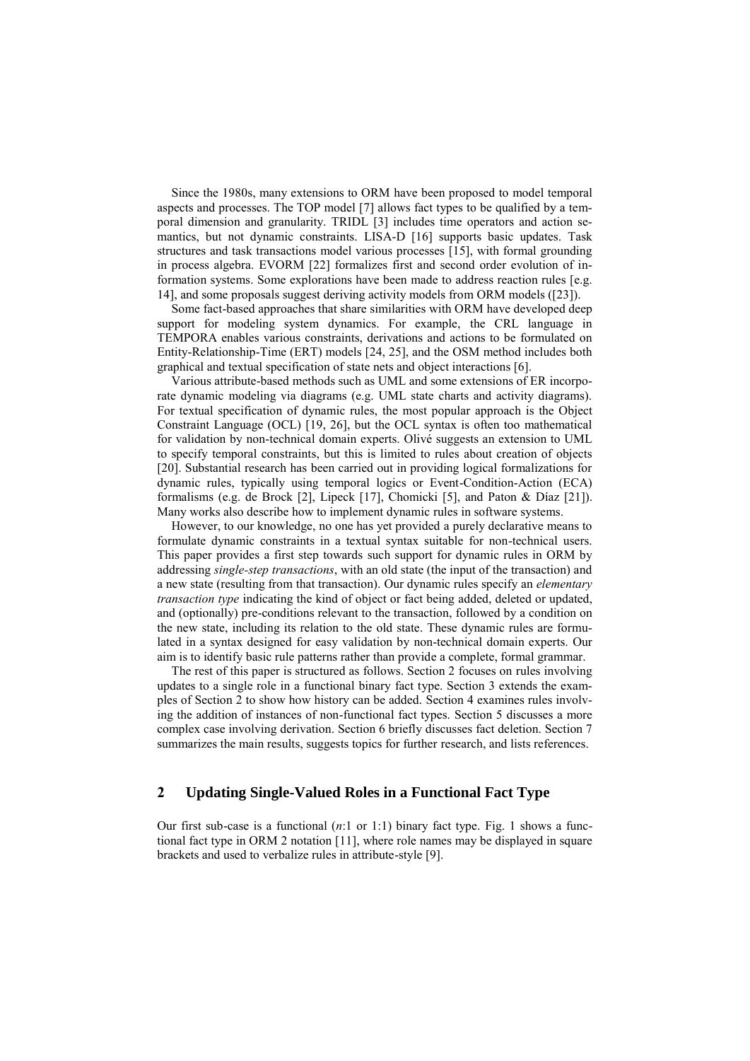Since the 1980s, many extensions to ORM have been proposed to model temporal aspects and processes. The TOP model [7] allows fact types to be qualified by a temporal dimension and granularity. TRIDL [3] includes time operators and action semantics, but not dynamic constraints. LISA-D [16] supports basic updates. Task structures and task transactions model various processes [15], with formal grounding in process algebra. EVORM [22] formalizes first and second order evolution of information systems. Some explorations have been made to address reaction rules [e.g. 14], and some proposals suggest deriving activity models from ORM models ([23]).

Some fact-based approaches that share similarities with ORM have developed deep support for modeling system dynamics. For example, the CRL language in TEMPORA enables various constraints, derivations and actions to be formulated on Entity-Relationship-Time (ERT) models [24, 25], and the OSM method includes both graphical and textual specification of state nets and object interactions [6].

Various attribute-based methods such as UML and some extensions of ER incorporate dynamic modeling via diagrams (e.g. UML state charts and activity diagrams). For textual specification of dynamic rules, the most popular approach is the Object Constraint Language (OCL) [19, 26], but the OCL syntax is often too mathematical for validation by non-technical domain experts. Olivé suggests an extension to UML to specify temporal constraints, but this is limited to rules about creation of objects [20]. Substantial research has been carried out in providing logical formalizations for dynamic rules, typically using temporal logics or Event-Condition-Action (ECA) formalisms (e.g. de Brock [2], Lipeck [17], Chomicki [5], and Paton & Díaz [21]). Many works also describe how to implement dynamic rules in software systems.

However, to our knowledge, no one has yet provided a purely declarative means to formulate dynamic constraints in a textual syntax suitable for non-technical users. This paper provides a first step towards such support for dynamic rules in ORM by addressing *single-step transactions*, with an old state (the input of the transaction) and a new state (resulting from that transaction). Our dynamic rules specify an *elementary transaction type* indicating the kind of object or fact being added, deleted or updated, and (optionally) pre-conditions relevant to the transaction, followed by a condition on the new state, including its relation to the old state. These dynamic rules are formulated in a syntax designed for easy validation by non-technical domain experts. Our aim is to identify basic rule patterns rather than provide a complete, formal grammar.

The rest of this paper is structured as follows. Section 2 focuses on rules involving updates to a single role in a functional binary fact type. Section 3 extends the examples of Section 2 to show how history can be added. Section 4 examines rules involving the addition of instances of non-functional fact types. Section 5 discusses a more complex case involving derivation. Section 6 briefly discusses fact deletion. Section 7 summarizes the main results, suggests topics for further research, and lists references.

## 2 Updating Single-Valued Roles in a Functional Fact Type

Our first sub-case is a functional (*n*:1 or 1:1) binary fact type. Fig. 1 shows a functional fact type in ORM 2 notation [11], where role names may be displayed in square brackets and used to verbalize rules in attribute-style [9].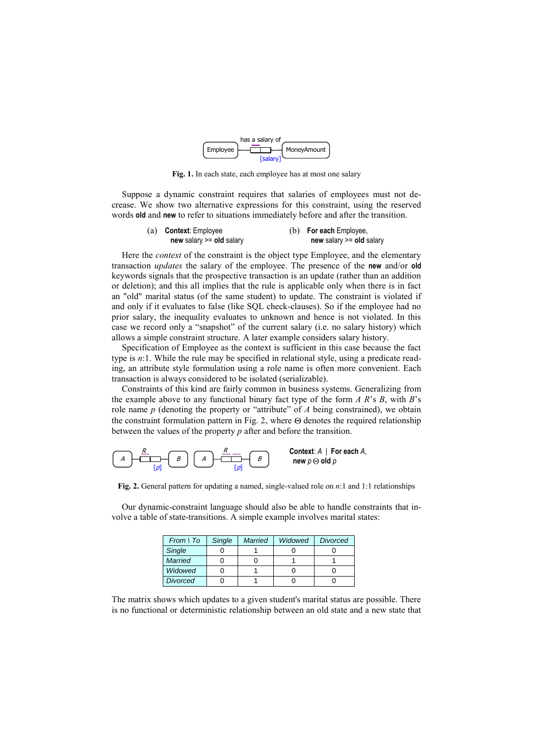has a salary of

Employee — MoneyAmount

[salary]

**Fig. 1.** In each state, each employee has at most one salary

Suppose a dynamic constraint requires that salaries of employees must not decrease. We show two alternative expressions for this constraint, using the reserved words **old** and **new** to refer to situations immediately before and after the transition.

(a) **Context**: Employee
**new** salary >= **old** salary

(b) **For each** Employee,
**new** salary >= **old** salary

Here the *context* of the constraint is the object type Employee, and the elementary transaction *updates* the salary of the employee. The presence of the **new** and/or **old** keywords signals that the prospective transaction is an update (rather than an addition or deletion); and this all implies that the rule is applicable only when there is in fact an "old" marital status (of the same student) to update. The constraint is violated if and only if it evaluates to false (like SQL check-clauses). So if the employee had no prior salary, the inequality evaluates to unknown and hence is not violated. In this case we record only a "snapshot" of the current salary (i.e. no salary history) which allows a simple constraint structure. A later example considers salary history.

Specification of Employee as the context is sufficient in this case because the fact type is *n*:1. While the rule may be specified in relational style, using a predicate reading, an attribute style formulation using a role name is often more convenient. Each transaction is always considered to be isolated (serializable).

Constraints of this kind are fairly common in business systems. Generalizing from the example above to any functional binary fact type of the form *A R*'s *B*, with *B*'s role name *p* (denoting the property or "attribute" of *A* being constrained), we obtain the constraint formulation pattern in Fig. 2, where $\Theta$ denotes the required relationship between the values of the property *p* after and before the transition.

*A* — *R* — *B* [*p*]    *A* — *R* — *B* [*p*]

**Context**: *A* | **For each** *A*,
**new** *p* $\Theta$ **old** *p*

**Fig. 2.** General pattern for updating a named, single-valued role on *n*:1 and 1:1 relationships

Our dynamic-constraint language should also be able to handle constraints that involve a table of state-transitions. A simple example involves marital states:

| *From \ To* | *Single* | *Married* | *Widowed* | *Divorced* |
|---|---|---|---|---|
| *Single* | 0 | 1 | 0 | 0 |
| *Married* | 0 | 0 | 1 | 1 |
| *Widowed* | 0 | 1 | 0 | 0 |
| *Divorced* | 0 | 1 | 0 | 0 |

The matrix shows which updates to a given student's marital status are possible. There is no functional or deterministic relationship between an old state and a new state that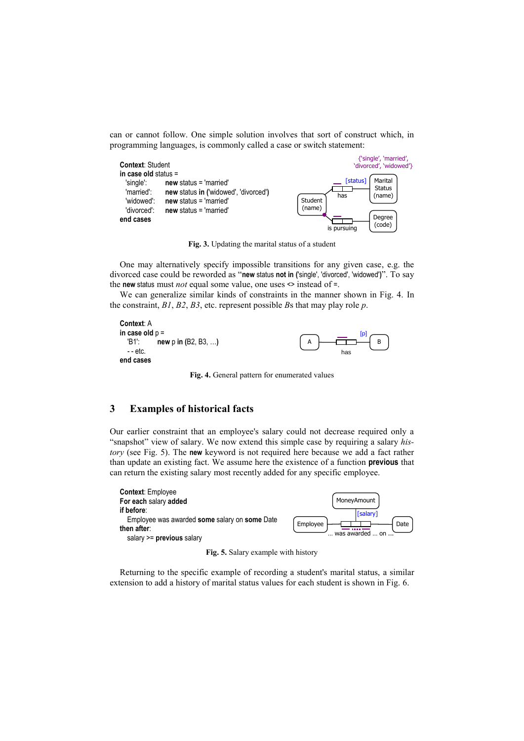can or cannot follow. One simple solution involves that sort of construct which, in programming languages, is commonly called a case or switch statement:

```
Context: Student
in case old status =
  'single':     new status = 'married'
  'married':    new status in ('widowed', 'divorced')
  'widowed':    new status = 'married'
  'divorced':   new status = 'married'
end cases
```

{'single', 'married', 'divorced', 'widowed'}

[status]

Marital Status (name)

Student (name)

has

is pursuing

Degree (code)

**Fig. 3.** Updating the marital status of a student

One may alternatively specify impossible transitions for any given case, e.g. the divorced case could be reworded as "**new** status **not in** ('single', 'divorced', 'widowed')". To say the **new** status must *not* equal some value, one uses **<>** instead of **=**.

We can generalize similar kinds of constraints in the manner shown in Fig. 4. In the constraint, *B1*, *B2*, *B3*, etc. represent possible *B*s that may play role *p*.

```
Context: A
in case old p =
  'B1':     new p in (B2, B3, ...)
  - - etc.
end cases
```

A

has

[p]

B

**Fig. 4.** General pattern for enumerated values

## 3 Examples of historical facts

Our earlier constraint that an employee's salary could not decrease required only a "snapshot" view of salary. We now extend this simple case by requiring a salary *history* (see Fig. 5). The **new** keyword is not required here because we add a fact rather than update an existing fact. We assume here the existence of a function **previous** that can return the existing salary most recently added for any specific employee.

```
Context: Employee
For each salary added
if before:
  Employee was awarded some salary on some Date
then after:
  salary >= previous salary
```

MoneyAmount

[salary]

Employee

... was awarded ... on ...

Date

**Fig. 5.** Salary example with history

Returning to the specific example of recording a student's marital status, a similar extension to add a history of marital status values for each student is shown in Fig. 6.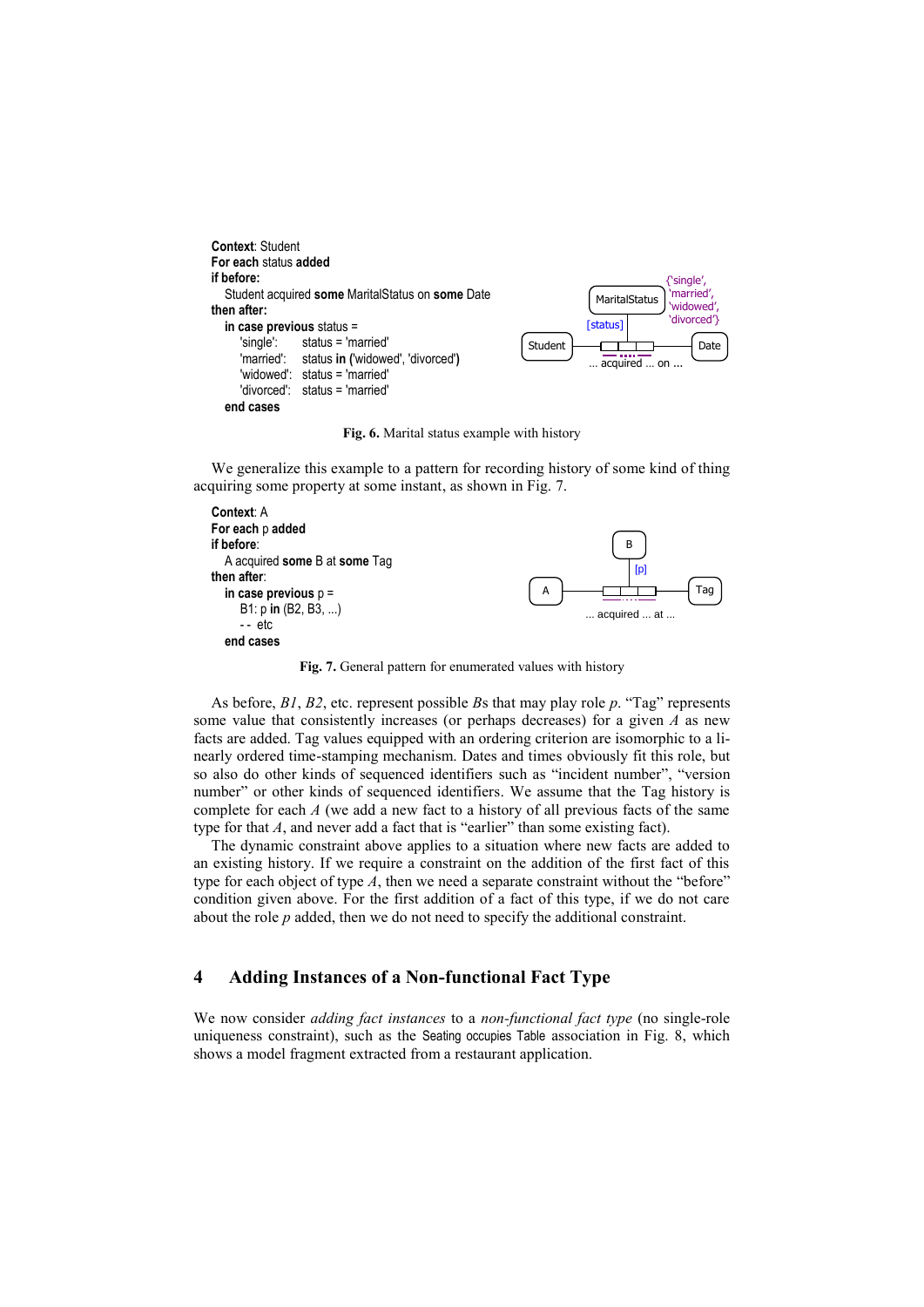**Context**: Student
**For each** status **added**
**if before:**
  Student acquired **some** MaritalStatus on **some** Date
**then after:**
  **in case previous** status =
    'single':   status = 'married'
    'married':  status **in** ('widowed', 'divorced')
    'widowed':  status = 'married'
    'divorced': status = 'married'
  **end cases**

{'single', 'married', 'widowed', 'divorced'}

MaritalStatus

[status]

Student

Date

... acquired ... on ...

**Fig. 6.** Marital status example with history

We generalize this example to a pattern for recording history of some kind of thing acquiring some property at some instant, as shown in Fig. 7.

**Context**: A
**For each** p **added**
**if before**:
  A acquired **some** B at **some** Tag
**then after**:
  **in case previous** p =
    B1: p **in** (B2, B3, ...)
    -- etc
  **end cases**

B

[p]

A

Tag

... acquired ... at ...

**Fig. 7.** General pattern for enumerated values with history

As before, *B1*, *B2*, etc. represent possible *B*s that may play role *p*. "Tag" represents some value that consistently increases (or perhaps decreases) for a given *A* as new facts are added. Tag values equipped with an ordering criterion are isomorphic to a linearly ordered time-stamping mechanism. Dates and times obviously fit this role, but so also do other kinds of sequenced identifiers such as "incident number", "version number" or other kinds of sequenced identifiers. We assume that the Tag history is complete for each *A* (we add a new fact to a history of all previous facts of the same type for that *A*, and never add a fact that is "earlier" than some existing fact).

The dynamic constraint above applies to a situation where new facts are added to an existing history. If we require a constraint on the addition of the first fact of this type for each object of type *A*, then we need a separate constraint without the "before" condition given above. For the first addition of a fact of this type, if we do not care about the role *p* added, then we do not need to specify the additional constraint.

## 4 Adding Instances of a Non-functional Fact Type

We now consider *adding fact instances* to a *non-functional fact type* (no single-role uniqueness constraint), such as the Seating occupies Table association in Fig. 8, which shows a model fragment extracted from a restaurant application.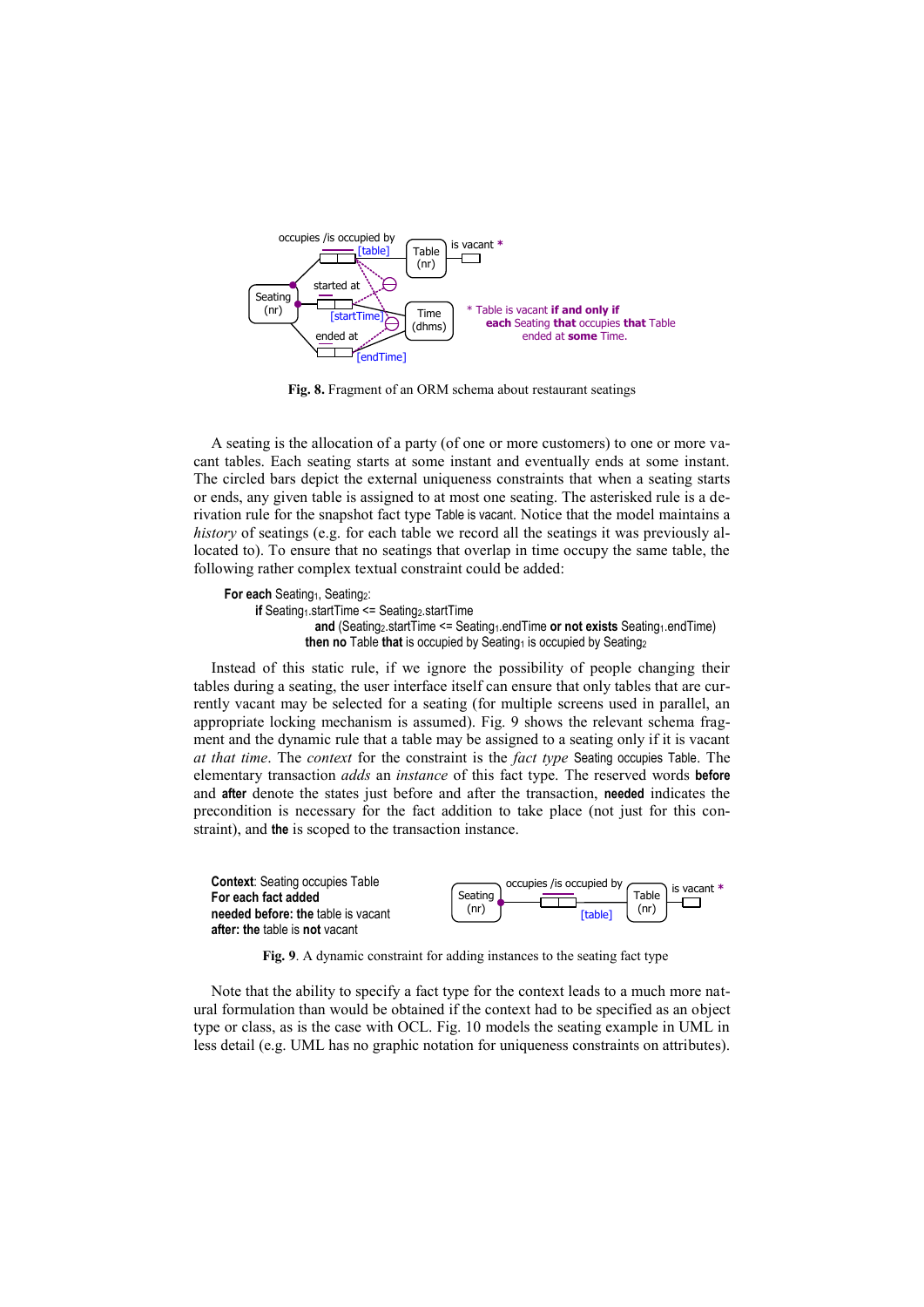occupies /is occupied by
[table]
Table (nr)
is vacant *
Seating (nr)
started at
[startTime]
Time (dhms)
ended at
[endTime]
* Table is vacant **if and only if**
**each** Seating **that** occupies **that** Table
ended at **some** Time.

**Fig. 8.** Fragment of an ORM schema about restaurant seatings

A seating is the allocation of a party (of one or more customers) to one or more vacant tables. Each seating starts at some instant and eventually ends at some instant. The circled bars depict the external uniqueness constraints that when a seating starts or ends, any given table is assigned to at most one seating. The asterisked rule is a derivation rule for the snapshot fact type Table is vacant. Notice that the model maintains a *history* of seatings (e.g. for each table we record all the seatings it was previously allocated to). To ensure that no seatings that overlap in time occupy the same table, the following rather complex textual constraint could be added:

**For each** Seating$_1$, Seating$_2$:
  **if** Seating$_1$.startTime <= Seating$_2$.startTime
    **and** (Seating$_2$.startTime <= Seating$_1$.endTime **or not exists** Seating$_1$.endTime)
  **then no** Table **that** is occupied by Seating$_1$ is occupied by Seating$_2$

Instead of this static rule, if we ignore the possibility of people changing their tables during a seating, the user interface itself can ensure that only tables that are currently vacant may be selected for a seating (for multiple screens used in parallel, an appropriate locking mechanism is assumed). Fig. 9 shows the relevant schema fragment and the dynamic rule that a table may be assigned to a seating only if it is vacant *at that time*. The *context* for the constraint is the *fact type* Seating occupies Table. The elementary transaction *adds* an *instance* of this fact type. The reserved words **before** and **after** denote the states just before and after the transaction, **needed** indicates the precondition is necessary for the fact addition to take place (not just for this constraint), and **the** is scoped to the transaction instance.

**Context**: Seating occupies Table
**For each fact added**
**needed before: the** table is vacant
**after: the** table is **not** vacant

Seating (nr)
occupies /is occupied by
[table]
Table (nr)
is vacant *

**Fig. 9**. A dynamic constraint for adding instances to the seating fact type

Note that the ability to specify a fact type for the context leads to a much more natural formulation than would be obtained if the context had to be specified as an object type or class, as is the case with OCL. Fig. 10 models the seating example in UML in less detail (e.g. UML has no graphic notation for uniqueness constraints on attributes).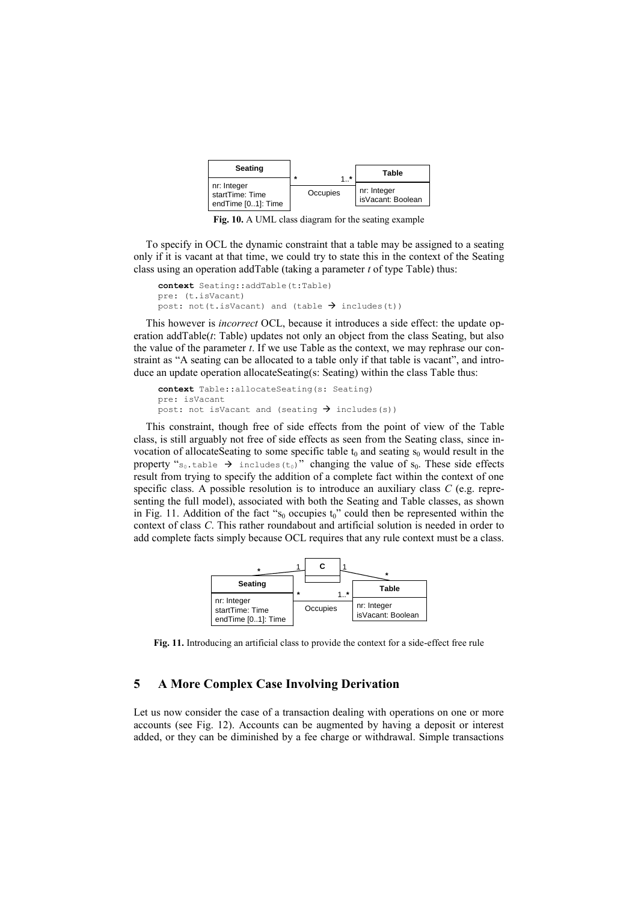Seating

nr: Integer
startTime: Time
endTime [0..1]: Time

\*

Occupies

1..\*

Table

nr: Integer
isVacant: Boolean

**Fig. 10.** A UML class diagram for the seating example

To specify in OCL the dynamic constraint that a table may be assigned to a seating only if it is vacant at that time, we could try to state this in the context of the Seating class using an operation addTable (taking a parameter *t* of type Table) thus:

```
context Seating::addTable(t:Table)
pre: (t.isVacant)
post: not(t.isVacant) and (table → includes(t))
```

This however is *incorrect* OCL, because it introduces a side effect: the update operation addTable(*t*: Table) updates not only an object from the class Seating, but also the value of the parameter *t*. If we use Table as the context, we may rephrase our constraint as "A seating can be allocated to a table only if that table is vacant", and introduce an update operation allocateSeating(s: Seating) within the class Table thus:

```
context Table::allocateSeating(s: Seating)
pre: isVacant
post: not isVacant and (seating → includes(s))
```

This constraint, though free of side effects from the point of view of the Table class, is still arguably not free of side effects as seen from the Seating class, since invocation of allocateSeating to some specific table $t_0$ and seating $s_0$ would result in the property "$s_0$.table → includes($t_0$)" changing the value of $s_0$. These side effects result from trying to specify the addition of a complete fact within the context of one specific class. A possible resolution is to introduce an auxiliary class *C* (e.g. representing the full model), associated with both the Seating and Table classes, as shown in Fig. 11. Addition of the fact "$s_0$ occupies $t_0$" could then be represented within the context of class *C*. This rather roundabout and artificial solution is needed in order to add complete facts simply because OCL requires that any rule context must be a class.

C

1

1

\*

\*

Seating

nr: Integer
startTime: Time
endTime [0..1]: Time

\*

Occupies

1..\*

Table

nr: Integer
isVacant: Boolean

**Fig. 11.** Introducing an artificial class to provide the context for a side-effect free rule

## 5 A More Complex Case Involving Derivation

Let us now consider the case of a transaction dealing with operations on one or more accounts (see Fig. 12). Accounts can be augmented by having a deposit or interest added, or they can be diminished by a fee charge or withdrawal. Simple transactions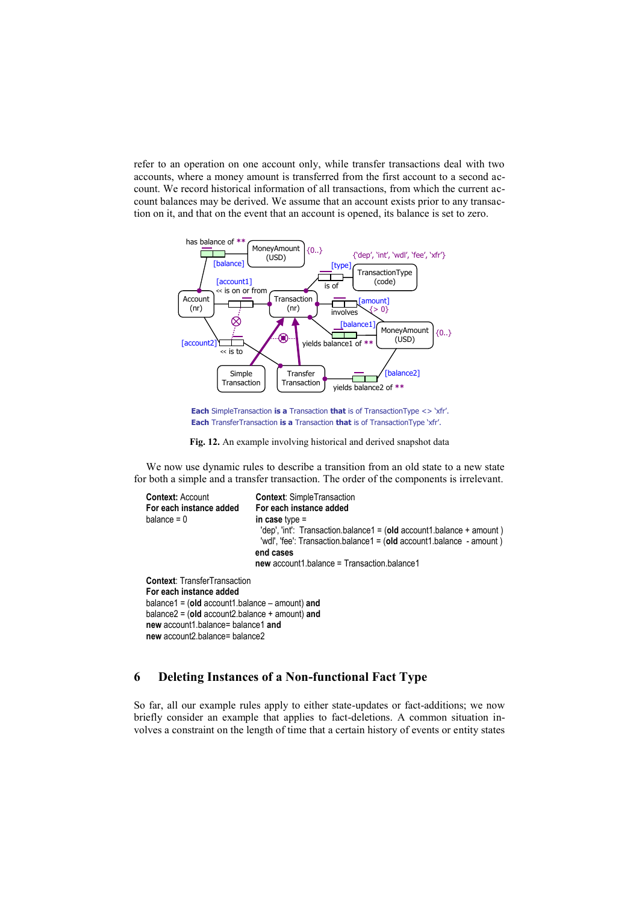refer to an operation on one account only, while transfer transactions deal with two accounts, where a money amount is transferred from the first account to a second account. We record historical information of all transactions, from which the current account balances may be derived. We assume that an account exists prior to any transaction on it, and that on the event that an account is opened, its balance is set to zero.

has balance of **
[balance]
MoneyAmount (USD)
{0..}
{'dep', 'int', 'wdl', 'fee', 'xfr'}
[type]
TransactionType (code)
is of
[account1]
<< is on or from
Account (nr)
Transaction (nr)
[amount]
{> 0}
involves
[balance1]
MoneyAmount (USD)
{0..}
[account2]
<< is to
yields balance1 of **
Simple Transaction
Transfer Transaction
[balance2]
yields balance2 of **

**Each** SimpleTransaction **is a** Transaction **that** is of TransactionType <> 'xfr'.
**Each** TransferTransaction **is a** Transaction **that** is of TransactionType 'xfr'.

**Fig. 12.** An example involving historical and derived snapshot data

We now use dynamic rules to describe a transition from an old state to a new state for both a simple and a transfer transaction. The order of the components is irrelevant.

**Context:** Account
**For each instance added**
balance = 0

**Context**: SimpleTransaction
**For each instance added**
**in case** type =
  'dep', 'int': Transaction.balance1 = (**old** account1.balance + amount )
  'wdl', 'fee': Transaction.balance1 = (**old** account1.balance - amount )
**end cases**
**new** account1.balance = Transaction.balance1

**Context**: TransferTransaction
**For each instance added**
balance1 = (**old** account1.balance – amount) **and**
balance2 = (**old** account2.balance + amount) **and**
**new** account1.balance= balance1 **and**
**new** account2.balance= balance2

## 6 Deleting Instances of a Non-functional Fact Type

So far, all our example rules apply to either state-updates or fact-additions; we now briefly consider an example that applies to fact-deletions. A common situation involves a constraint on the length of time that a certain history of events or entity states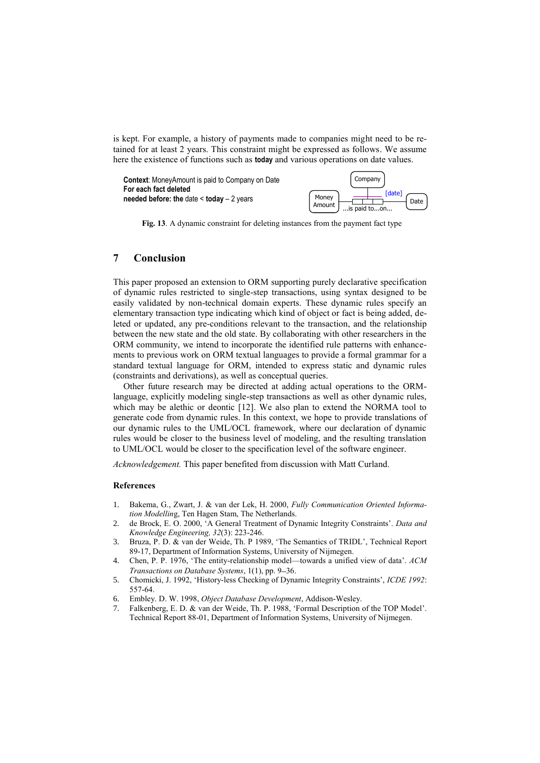is kept. For example, a history of payments made to companies might need to be retained for at least 2 years. This constraint might be expressed as follows. We assume here the existence of functions such as **today** and various operations on date values.

**Context**: MoneyAmount is paid to Company on Date
**For each fact deleted**
**needed before: the** date < **today** – 2 years

Company
[date]
Money Amount
...is paid to...on...
Date

**Fig. 13**. A dynamic constraint for deleting instances from the payment fact type

## 7 Conclusion

This paper proposed an extension to ORM supporting purely declarative specification of dynamic rules restricted to single-step transactions, using syntax designed to be easily validated by non-technical domain experts. These dynamic rules specify an elementary transaction type indicating which kind of object or fact is being added, deleted or updated, any pre-conditions relevant to the transaction, and the relationship between the new state and the old state. By collaborating with other researchers in the ORM community, we intend to incorporate the identified rule patterns with enhancements to previous work on ORM textual languages to provide a formal grammar for a standard textual language for ORM, intended to express static and dynamic rules (constraints and derivations), as well as conceptual queries.

Other future research may be directed at adding actual operations to the ORM-language, explicitly modeling single-step transactions as well as other dynamic rules, which may be alethic or deontic [12]. We also plan to extend the NORMA tool to generate code from dynamic rules. In this context, we hope to provide translations of our dynamic rules to the UML/OCL framework, where our declaration of dynamic rules would be closer to the business level of modeling, and the resulting translation to UML/OCL would be closer to the specification level of the software engineer.

*Acknowledgement.* This paper benefited from discussion with Matt Curland.

### References

1. Bakema, G., Zwart, J. & van der Lek, H. 2000, *Fully Communication Oriented Information Modelling*, Ten Hagen Stam, The Netherlands.
2. de Brock, E. O. 2000, 'A General Treatment of Dynamic Integrity Constraints'. *Data and Knowledge Engineering, 32*(3): 223-246.
3. Bruza, P. D. & van der Weide, Th. P 1989, 'The Semantics of TRIDL', Technical Report 89-17, Department of Information Systems, University of Nijmegen.
4. Chen, P. P. 1976, 'The entity-relationship model—towards a unified view of data'. *ACM Transactions on Database Systems*, 1(1), pp. 9–36.
5. Chomicki, J. 1992, 'History-less Checking of Dynamic Integrity Constraints', *ICDE 1992*: 557-64.
6. Embley. D. W. 1998, *Object Database Development*, Addison-Wesley.
7. Falkenberg, E. D. & van der Weide, Th. P. 1988, 'Formal Description of the TOP Model'. Technical Report 88-01, Department of Information Systems, University of Nijmegen.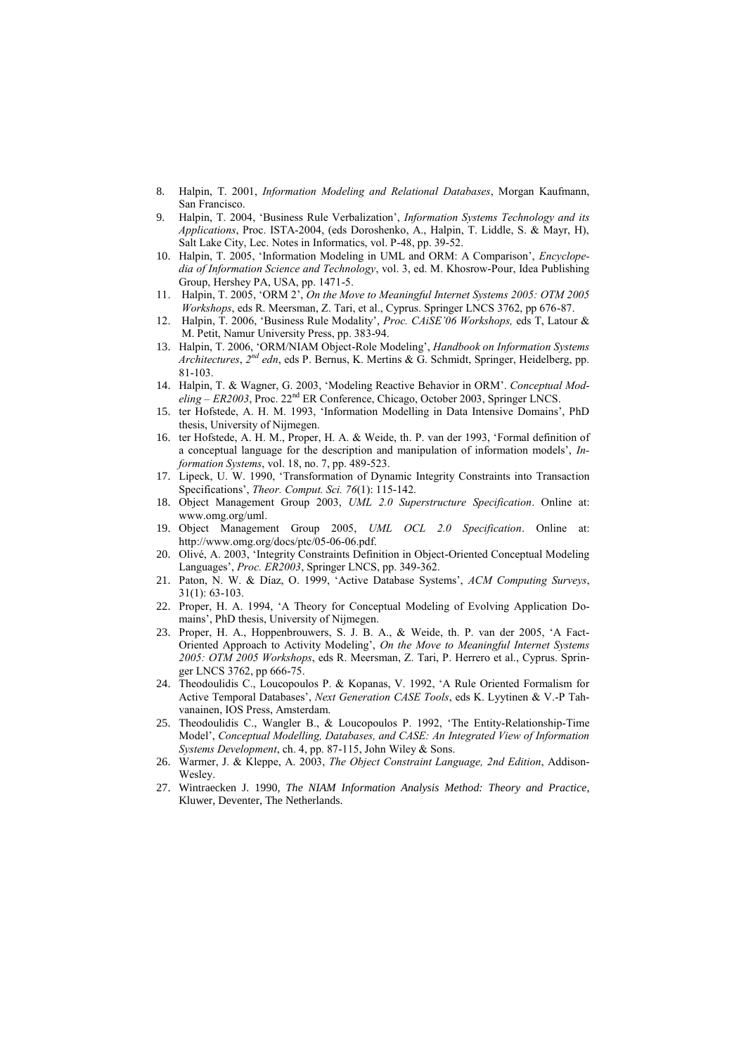8. Halpin, T. 2001, *Information Modeling and Relational Databases*, Morgan Kaufmann, San Francisco.
9. Halpin, T. 2004, 'Business Rule Verbalization', *Information Systems Technology and its Applications*, Proc. ISTA-2004, (eds Doroshenko, A., Halpin, T. Liddle, S. & Mayr, H), Salt Lake City, Lec. Notes in Informatics, vol. P-48, pp. 39-52.
10. Halpin, T. 2005, 'Information Modeling in UML and ORM: A Comparison', *Encyclopedia of Information Science and Technology*, vol. 3, ed. M. Khosrow-Pour, Idea Publishing Group, Hershey PA, USA, pp. 1471-5.
11. Halpin, T. 2005, 'ORM 2', *On the Move to Meaningful Internet Systems 2005: OTM 2005 Workshops*, eds R. Meersman, Z. Tari, et al., Cyprus. Springer LNCS 3762, pp 676-87.
12. Halpin, T. 2006, 'Business Rule Modality', *Proc. CAiSE'06 Workshops,* eds T, Latour & M. Petit, Namur University Press, pp. 383-94.
13. Halpin, T. 2006, 'ORM/NIAM Object-Role Modeling', *Handbook on Information Systems Architectures*, *2nd edn*, eds P. Bernus, K. Mertins & G. Schmidt, Springer, Heidelberg, pp. 81-103.
14. Halpin, T. & Wagner, G. 2003, 'Modeling Reactive Behavior in ORM'. *Conceptual Modeling – ER2003*, Proc. 22nd ER Conference, Chicago, October 2003, Springer LNCS.
15. ter Hofstede, A. H. M. 1993, 'Information Modelling in Data Intensive Domains', PhD thesis, University of Nijmegen.
16. ter Hofstede, A. H. M., Proper, H. A. & Weide, th. P. van der 1993, 'Formal definition of a conceptual language for the description and manipulation of information models', *Information Systems*, vol. 18, no. 7, pp. 489-523.
17. Lipeck, U. W. 1990, 'Transformation of Dynamic Integrity Constraints into Transaction Specifications', *Theor. Comput. Sci. 76*(1): 115-142.
18. Object Management Group 2003, *UML 2.0 Superstructure Specification*. Online at: www.omg.org/uml.
19. Object Management Group 2005, *UML OCL 2.0 Specification*. Online at: http://www.omg.org/docs/ptc/05-06-06.pdf.
20. Olivé, A. 2003, 'Integrity Constraints Definition in Object-Oriented Conceptual Modeling Languages', *Proc. ER2003*, Springer LNCS, pp. 349-362.
21. Paton, N. W. & Díaz, O. 1999, 'Active Database Systems', *ACM Computing Surveys*, 31(1): 63-103.
22. Proper, H. A. 1994, 'A Theory for Conceptual Modeling of Evolving Application Domains', PhD thesis, University of Nijmegen.
23. Proper, H. A., Hoppenbrouwers, S. J. B. A., & Weide, th. P. van der 2005, 'A Fact-Oriented Approach to Activity Modeling', *On the Move to Meaningful Internet Systems 2005: OTM 2005 Workshops*, eds R. Meersman, Z. Tari, P. Herrero et al., Cyprus. Springer LNCS 3762, pp 666-75.
24. Theodoulidis C., Loucopoulos P. & Kopanas, V. 1992, 'A Rule Oriented Formalism for Active Temporal Databases', *Next Generation CASE Tools*, eds K. Lyytinen & V.-P Tahvanainen, IOS Press, Amsterdam.
25. Theodoulidis C., Wangler B., & Loucopoulos P. 1992, 'The Entity-Relationship-Time Model', *Conceptual Modelling, Databases, and CASE: An Integrated View of Information Systems Development*, ch. 4, pp. 87-115, John Wiley & Sons.
26. Warmer, J. & Kleppe, A. 2003, *The Object Constraint Language, 2nd Edition*, Addison-Wesley.
27. Wintraecken J. 1990, *The NIAM Information Analysis Method: Theory and Practice,* Kluwer, Deventer, The Netherlands.